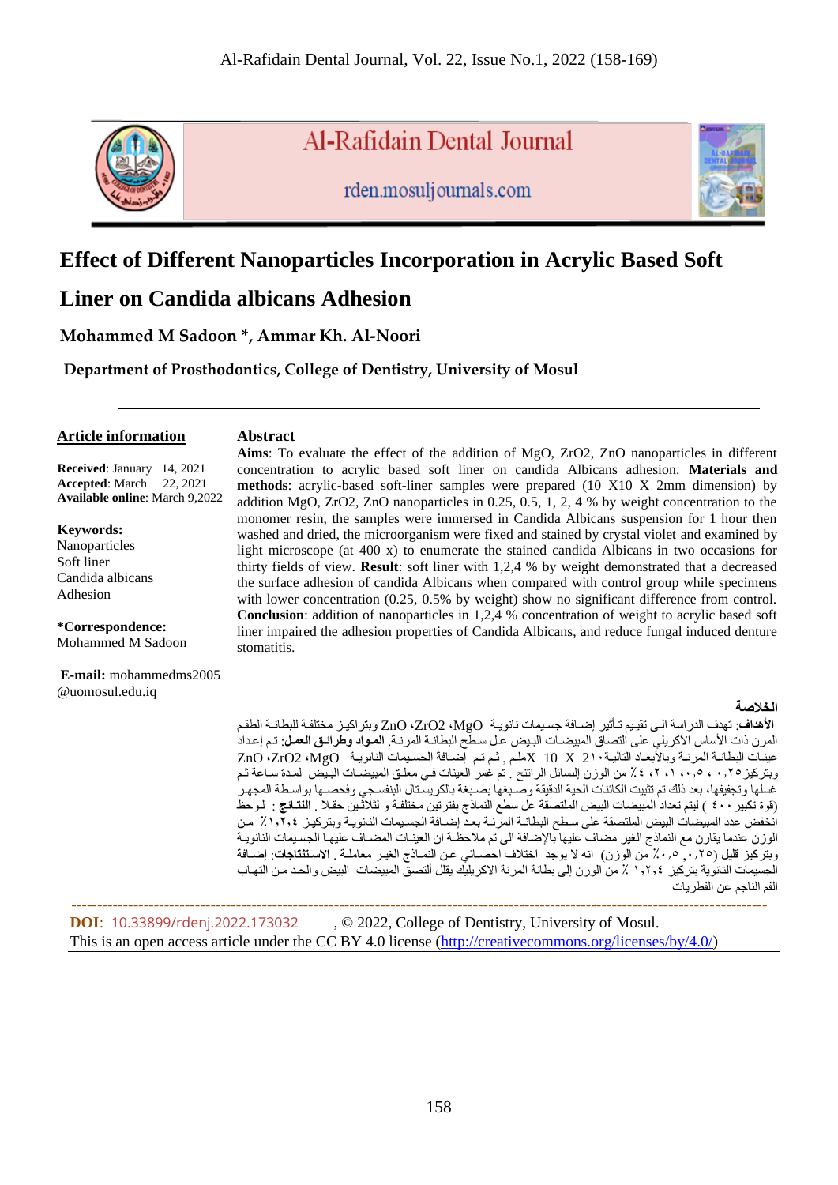# Effect of Different Nanoparticles Incorporation in Acrylic Based Soft Liner on Candida albicans Adhesion

**Mohammed M Sadoon \*, Ammar Kh. Al-Noori**

**Department of Prosthodontics, College of Dentistry, University of Mosul**

---

**Article information**

**Received**: January 14, 2021
**Accepted**: March 22, 2021
**Available online**: March 9,2022

**Keywords:**
Nanoparticles
Soft liner
Candida albicans
Adhesion

**\*Correspondence:**
Mohammed M Sadoon

**E-mail:** mohammedms2005 @uomosul.edu.iq

## Abstract

**Aims**: To evaluate the effect of the addition of MgO, ZrO2, ZnO nanoparticles in different concentration to acrylic based soft liner on candida Albicans adhesion. **Materials and methods**: acrylic-based soft-liner samples were prepared (10 X10 X 2mm dimension) by addition MgO, ZrO2, ZnO nanoparticles in 0.25, 0.5, 1, 2, 4 % by weight concentration to the monomer resin, the samples were immersed in Candida Albicans suspension for 1 hour then washed and dried, the microorganism were fixed and stained by crystal violet and examined by light microscope (at 400 x) to enumerate the stained candida Albicans in two occasions for thirty fields of view. **Result**: soft liner with 1,2,4 % by weight demonstrated that a decreased the surface adhesion of candida Albicans when compared with control group while specimens with lower concentration (0.25, 0.5% by weight) show no significant difference from control. **Conclusion**: addition of nanoparticles in 1,2,4 % concentration of weight to acrylic based soft liner impaired the adhesion properties of Candida Albicans, and reduce fungal induced denture stomatitis.

## الخلاصة

**الأهداف**: تهدف الدراسة الى تقييم تأثير إضافة جسيمات نانوية MgO، ZrO2، ZnO وبتراكيز مختلفة للبطانة الطقم المرن ذات الأساس الاكريلي على التصاق المبيضات البيض عل سطح البطانة المرنة. **المواد وطرائق العمل**: تم إعداد عينات البطانة المرنة وبالأبعاد التالية١٠X 10 X 2ملم , ثم تم إضافة الجسيمات النانوية MgO، ZrO2، ZnO وبتركيز ٠,٢٥ ، ٠,٥ ، ١ ، ٢ ، ٤٪ من الوزن إلسائل الراتنج . تم غمر العينات في معلق المبيضات البيض لمدة ساعة ثم غسلها وتجفيفها، بعد ذلك تم تثبيت الكائنات الحية الدقيقة وصبغها بصبغة بالكريستال البنفسجي وفحصها بواسطة المجهر (قوة تكبير ٤٠٠ ) ليتم تعداد المبيضات البيض الملتصقة عل سطع النماذج بفترتين مختلفة و لثلاثين حقلا . **النتائج** : لوحظ انخفض عدد المبيضات البيض الملتصقة على سطح البطانة المرنة بعد إضافة الجسيمات النانوية وبتركيز ١,٢,٤٪ من الوزن عندما يقارن مع النماذج الغير مضاف عليها بالإضافة الى تم ملاحظة ان العينات المضاف عليها الجسيمات النانوية وبتركيز قليل (٠,٢٥ ,٠,٥٪ من الوزن) انه لا يوجد اختلاف احصائي عن النماذج الغير معاملة . **الاستنتاجات**: إضافة الجسيمات النانوية بتركيز ١,٢,٤ ٪ من الوزن إلى بطانة المرنة الاكريليك يقلل ألتصق المبيضات البيض والحد من التهاب الفم الناجم عن الفطريات

---

**DOI**: 10.33899/rdenj.2022.173032 , © 2022, College of Dentistry, University of Mosul.
This is an open access article under the CC BY 4.0 license (http://creativecommons.org/licenses/by/4.0/)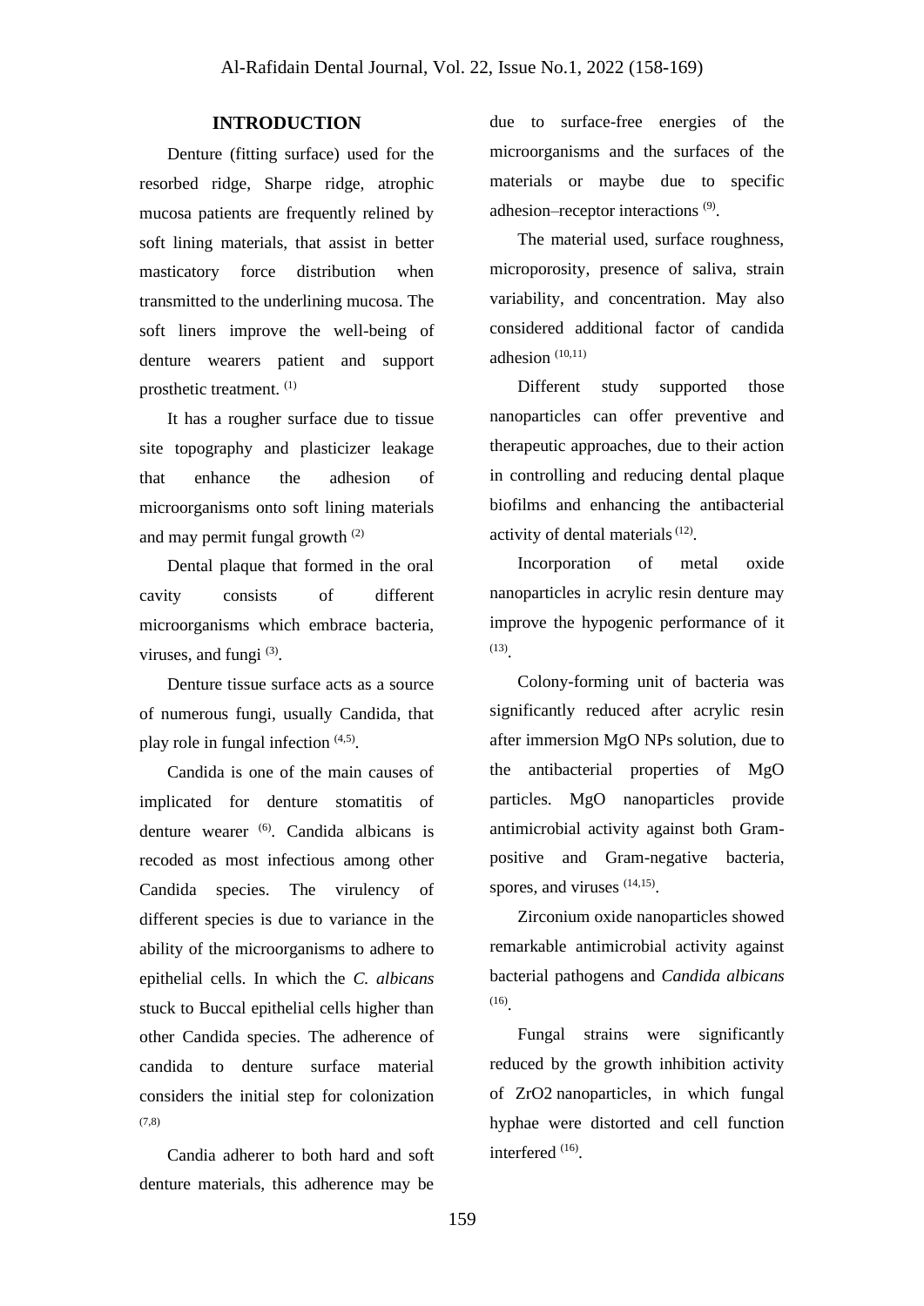## INTRODUCTION

Denture (fitting surface) used for the resorbed ridge, Sharpe ridge, atrophic mucosa patients are frequently relined by soft lining materials, that assist in better masticatory force distribution when transmitted to the underlining mucosa. The soft liners improve the well-being of denture wearers patient and support prosthetic treatment. [1]

It has a rougher surface due to tissue site topography and plasticizer leakage that enhance the adhesion of microorganisms onto soft lining materials and may permit fungal growth [2]

Dental plaque that formed in the oral cavity consists of different microorganisms which embrace bacteria, viruses, and fungi [3].

Denture tissue surface acts as a source of numerous fungi, usually Candida, that play role in fungal infection [4,5].

Candida is one of the main causes of implicated for denture stomatitis of denture wearer [6]. Candida albicans is recoded as most infectious among other Candida species. The virulency of different species is due to variance in the ability of the microorganisms to adhere to epithelial cells. In which the *C. albicans* stuck to Buccal epithelial cells higher than other Candida species. The adherence of candida to denture surface material considers the initial step for colonization [7,8]

Candia adherer to both hard and soft denture materials, this adherence may be due to surface-free energies of the microorganisms and the surfaces of the materials or maybe due to specific adhesion–receptor interactions [9].

The material used, surface roughness, microporosity, presence of saliva, strain variability, and concentration. May also considered additional factor of candida adhesion [10,11]

Different study supported those nanoparticles can offer preventive and therapeutic approaches, due to their action in controlling and reducing dental plaque biofilms and enhancing the antibacterial activity of dental materials [12].

Incorporation of metal oxide nanoparticles in acrylic resin denture may improve the hypogenic performance of it [13].

Colony-forming unit of bacteria was significantly reduced after acrylic resin after immersion MgO NPs solution, due to the antibacterial properties of MgO particles. MgO nanoparticles provide antimicrobial activity against both Gram-positive and Gram-negative bacteria, spores, and viruses [14,15].

Zirconium oxide nanoparticles showed remarkable antimicrobial activity against bacterial pathogens and *Candida albicans* [16].

Fungal strains were significantly reduced by the growth inhibition activity of $ZrO_2$ nanoparticles, in which fungal hyphae were distorted and cell function interfered [16].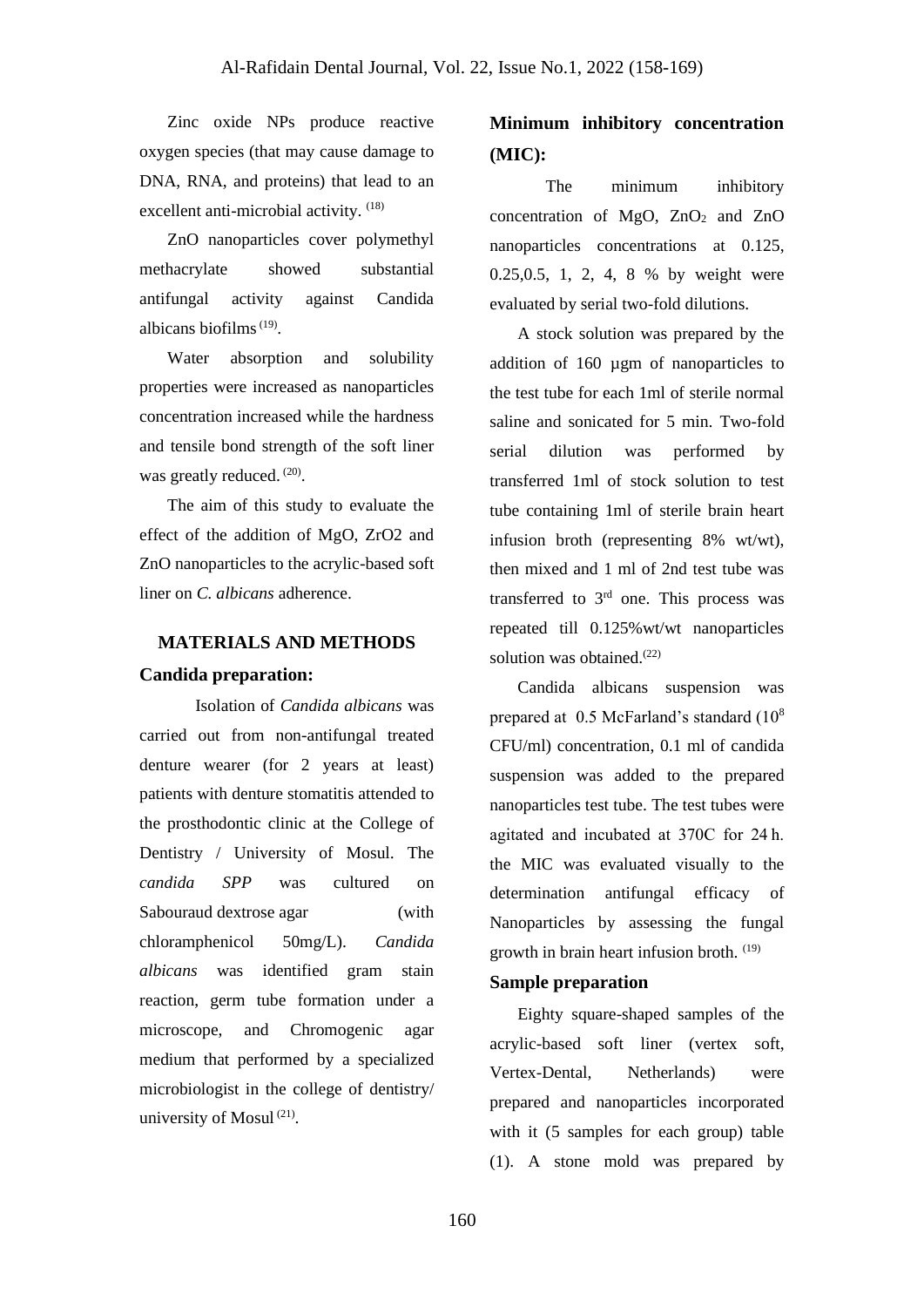Zinc oxide NPs produce reactive oxygen species (that may cause damage to DNA, RNA, and proteins) that lead to an excellent anti-microbial activity. [18]

ZnO nanoparticles cover polymethyl methacrylate showed substantial antifungal activity against Candida albicans biofilms [19].

Water absorption and solubility properties were increased as nanoparticles concentration increased while the hardness and tensile bond strength of the soft liner was greatly reduced. [20].

The aim of this study to evaluate the effect of the addition of MgO, ZrO2 and ZnO nanoparticles to the acrylic-based soft liner on *C. albicans* adherence.

## MATERIALS AND METHODS

### Candida preparation:

Isolation of *Candida albicans* was carried out from non-antifungal treated denture wearer (for 2 years at least) patients with denture stomatitis attended to the prosthodontic clinic at the College of Dentistry / University of Mosul. The *candida SPP* was cultured on Sabouraud dextrose agar (with chloramphenicol 50mg/L). *Candida albicans* was identified gram stain reaction, germ tube formation under a microscope, and Chromogenic agar medium that performed by a specialized microbiologist in the college of dentistry/ university of Mosul [21].

### Minimum inhibitory concentration (MIC):

The minimum inhibitory concentration of MgO, $ZnO_2$ and ZnO nanoparticles concentrations at 0.125, 0.25,0.5, 1, 2, 4, 8 % by weight were evaluated by serial two-fold dilutions.

A stock solution was prepared by the addition of 160 µgm of nanoparticles to the test tube for each 1ml of sterile normal saline and sonicated for 5 min. Two-fold serial dilution was performed by transferred 1ml of stock solution to test tube containing 1ml of sterile brain heart infusion broth (representing 8% wt/wt), then mixed and 1 ml of 2nd test tube was transferred to 3rd one. This process was repeated till 0.125%wt/wt nanoparticles solution was obtained.[22]

Candida albicans suspension was prepared at 0.5 McFarland's standard ($10^8$ CFU/ml) concentration, 0.1 ml of candida suspension was added to the prepared nanoparticles test tube. The test tubes were agitated and incubated at 370C for 24 h. the MIC was evaluated visually to the determination antifungal efficacy of Nanoparticles by assessing the fungal growth in brain heart infusion broth. [19]

### Sample preparation

Eighty square-shaped samples of the acrylic-based soft liner (vertex soft, Vertex-Dental, Netherlands) were prepared and nanoparticles incorporated with it (5 samples for each group) table (1). A stone mold was prepared by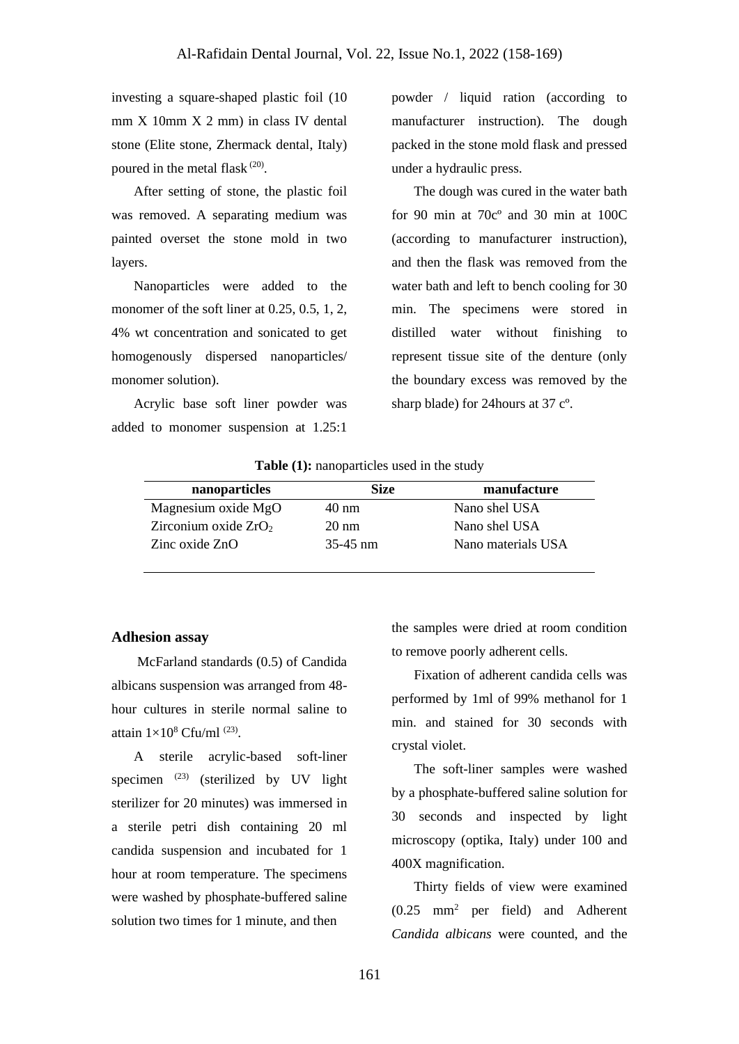investing a square-shaped plastic foil (10 mm X 10mm X 2 mm) in class IV dental stone (Elite stone, Zhermack dental, Italy) poured in the metal flask [20].

After setting of stone, the plastic foil was removed. A separating medium was painted overset the stone mold in two layers.

Nanoparticles were added to the monomer of the soft liner at 0.25, 0.5, 1, 2, 4% wt concentration and sonicated to get homogenously dispersed nanoparticles/ monomer solution).

Acrylic base soft liner powder was added to monomer suspension at 1.25:1 powder / liquid ration (according to manufacturer instruction). The dough packed in the stone mold flask and pressed under a hydraulic press.

The dough was cured in the water bath for 90 min at 70cº and 30 min at 100C (according to manufacturer instruction), and then the flask was removed from the water bath and left to bench cooling for 30 min. The specimens were stored in distilled water without finishing to represent tissue site of the denture (only the boundary excess was removed by the sharp blade) for 24hours at 37 cº.

**Table (1):** nanoparticles used in the study

| nanoparticles | Size | manufacture |
|---|---|---|
| Magnesium oxide MgO | 40 nm | Nano shel USA |
| Zirconium oxide $ZrO_2$ | 20 nm | Nano shel USA |
| Zinc oxide ZnO | 35-45 nm | Nano materials USA |

## Adhesion assay

McFarland standards (0.5) of Candida albicans suspension was arranged from 48-hour cultures in sterile normal saline to attain $1\times10^8$ Cfu/ml [23].

A sterile acrylic-based soft-liner specimen [23] (sterilized by UV light sterilizer for 20 minutes) was immersed in a sterile petri dish containing 20 ml candida suspension and incubated for 1 hour at room temperature. The specimens were washed by phosphate-buffered saline solution two times for 1 minute, and then the samples were dried at room condition to remove poorly adherent cells.

Fixation of adherent candida cells was performed by 1ml of 99% methanol for 1 min. and stained for 30 seconds with crystal violet.

The soft-liner samples were washed by a phosphate-buffered saline solution for 30 seconds and inspected by light microscopy (optika, Italy) under 100 and 400X magnification.

Thirty fields of view were examined (0.25 $mm^2$ per field) and Adherent *Candida albicans* were counted, and the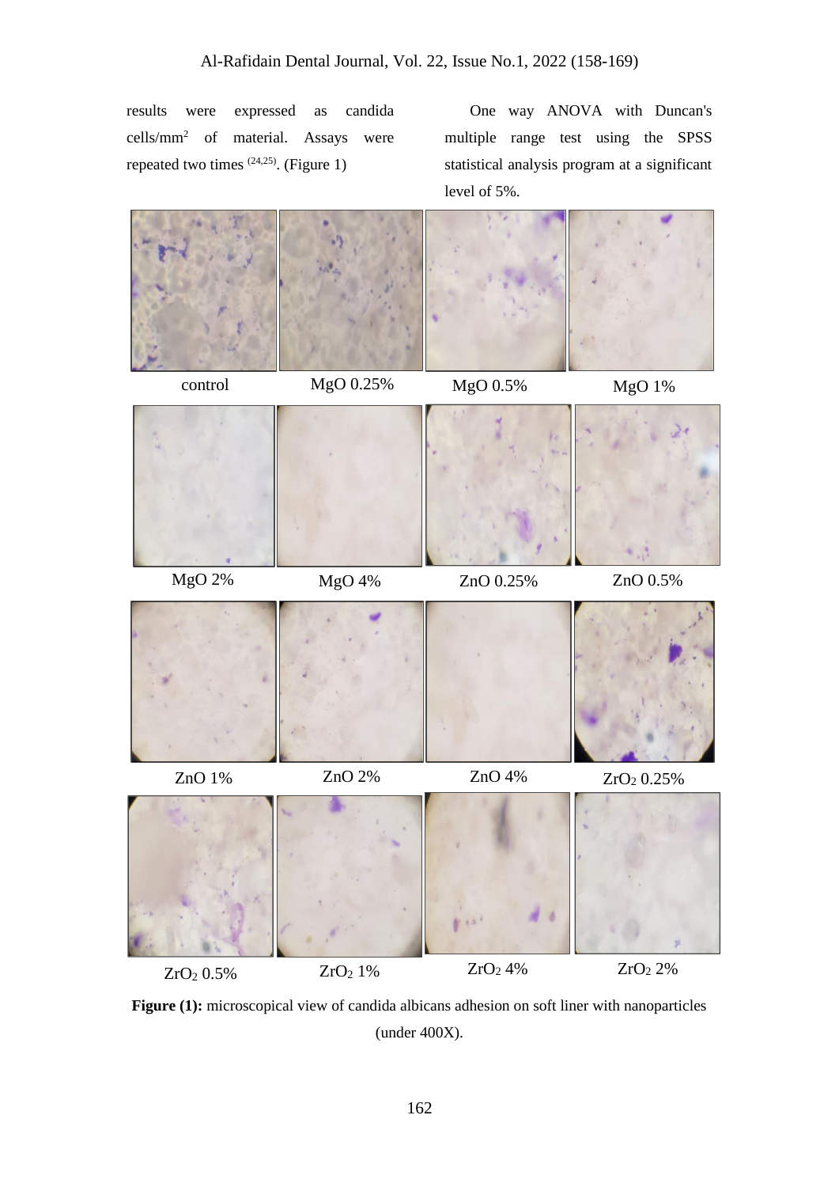results were expressed as candida cells/mm$^2$ of material. Assays were repeated two times [24,25]. (Figure 1)

One way ANOVA with Duncan's multiple range test using the SPSS statistical analysis program at a significant level of 5%.

control | MgO 0.25% | MgO 0.5% | MgO 1%

MgO 2% | MgO 4% | ZnO 0.25% | ZnO 0.5%

ZnO 1% | ZnO 2% | ZnO 4% | $ZrO_2$ 0.25%

$ZrO_2$ 0.5% | $ZrO_2$ 1% | $ZrO_2$ 4% | $ZrO_2$ 2%

**Figure (1):** microscopical view of candida albicans adhesion on soft liner with nanoparticles (under 400X).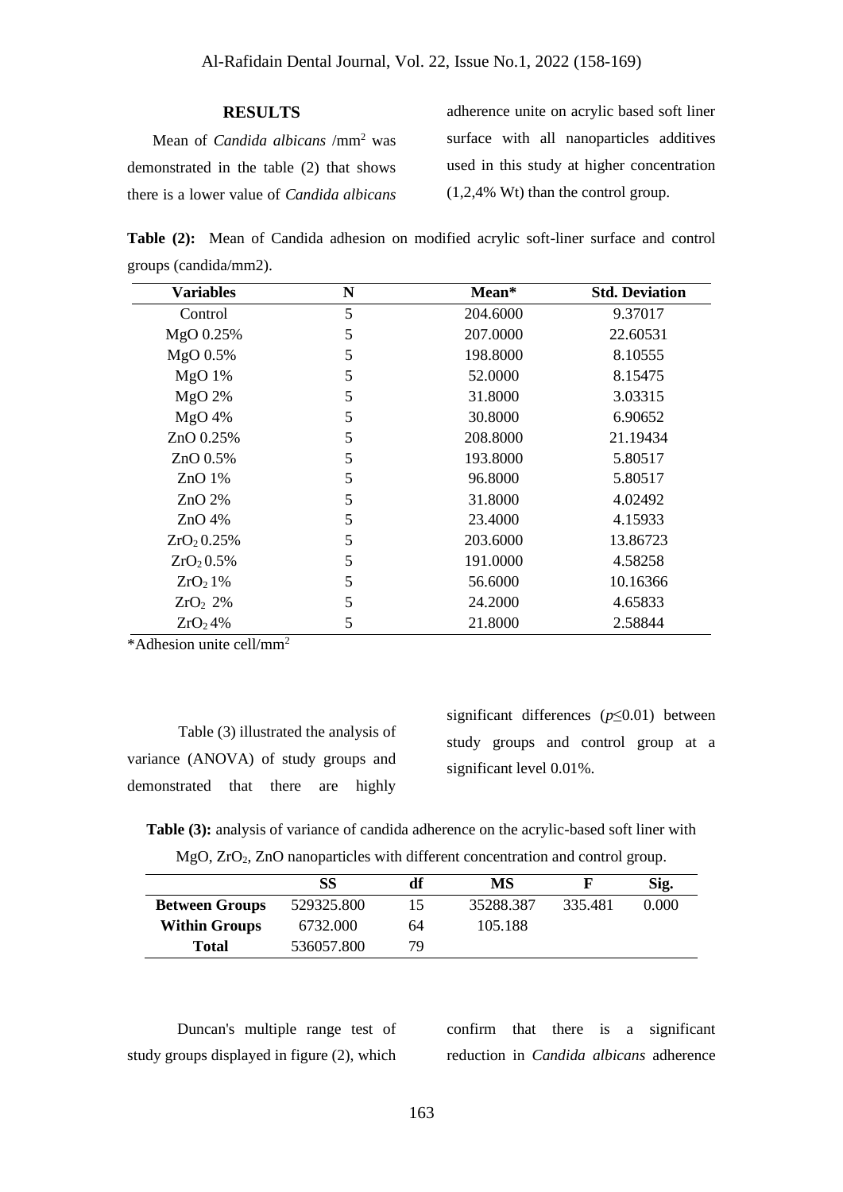## RESULTS

Mean of *Candida albicans* /$mm^2$ was demonstrated in the table (2) that shows there is a lower value of *Candida albicans* adherence unite on acrylic based soft liner surface with all nanoparticles additives used in this study at higher concentration (1,2,4% Wt) than the control group.

**Table (2):** Mean of Candida adhesion on modified acrylic soft-liner surface and control groups (candida/mm2).

| Variables | N | Mean* | Std. Deviation |
|---|---|---|---|
| Control | 5 | 204.6000 | 9.37017 |
| MgO 0.25% | 5 | 207.0000 | 22.60531 |
| MgO 0.5% | 5 | 198.8000 | 8.10555 |
| MgO 1% | 5 | 52.0000 | 8.15475 |
| MgO 2% | 5 | 31.8000 | 3.03315 |
| MgO 4% | 5 | 30.8000 | 6.90652 |
| ZnO 0.25% | 5 | 208.8000 | 21.19434 |
| ZnO 0.5% | 5 | 193.8000 | 5.80517 |
| ZnO 1% | 5 | 96.8000 | 5.80517 |
| ZnO 2% | 5 | 31.8000 | 4.02492 |
| ZnO 4% | 5 | 23.4000 | 4.15933 |
| $ZrO_2$ 0.25% | 5 | 203.6000 | 13.86723 |
| $ZrO_2$ 0.5% | 5 | 191.0000 | 4.58258 |
| $ZrO_2$ 1% | 5 | 56.6000 | 10.16366 |
| $ZrO_2$ 2% | 5 | 24.2000 | 4.65833 |
| $ZrO_2$ 4% | 5 | 21.8000 | 2.58844 |

*Adhesion unite cell/$mm^2$

Table (3) illustrated the analysis of variance (ANOVA) of study groups and demonstrated that there are highly significant differences ($p \leq 0.01$) between study groups and control group at a significant level 0.01%.

**Table (3):** analysis of variance of candida adherence on the acrylic-based soft liner with MgO, $ZrO_2$, ZnO nanoparticles with different concentration and control group.

| | SS | df | MS | F | Sig. |
|---|---|---|---|---|---|
| **Between Groups** | 529325.800 | 15 | 35288.387 | 335.481 | 0.000 |
| **Within Groups** | 6732.000 | 64 | 105.188 | | |
| **Total** | 536057.800 | 79 | | | |

Duncan's multiple range test of study groups displayed in figure (2), which confirm that there is a significant reduction in *Candida albicans* adherence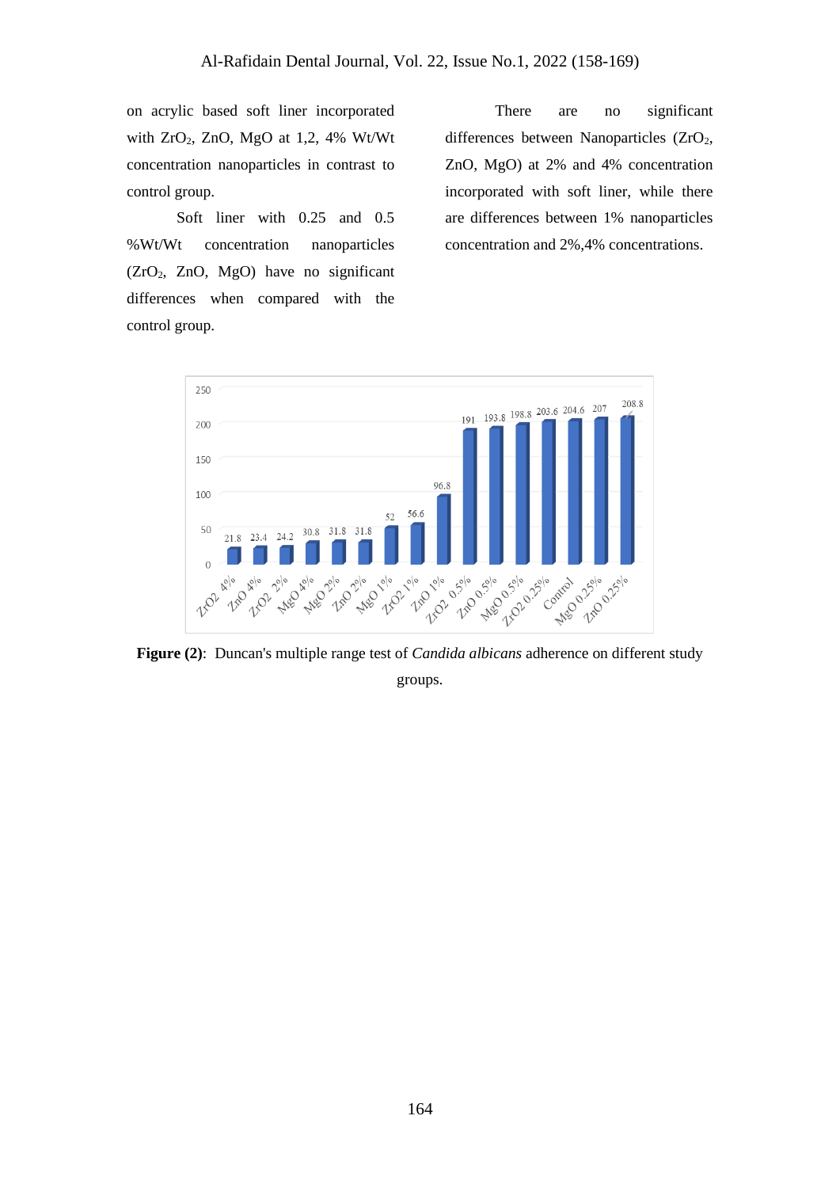on acrylic based soft liner incorporated with $ZrO_2$, ZnO, MgO at 1,2, 4% Wt/Wt concentration nanoparticles in contrast to control group.

Soft liner with 0.25 and 0.5 %Wt/Wt concentration nanoparticles ($ZrO_2$, ZnO, MgO) have no significant differences when compared with the control group.

There are no significant differences between Nanoparticles ($ZrO_2$, ZnO, MgO) at 2% and 4% concentration incorporated with soft liner, while there are differences between 1% nanoparticles concentration and 2%,4% concentrations.

| Group | Value |
| --- | --- |
| ZrO2 4% | 21.8 |
| ZnO 4% | 23.4 |
| ZrO2 2% | 24.2 |
| MgO 4% | 30.8 |
| MgO 2% | 31.8 |
| ZnO 2% | 31.8 |
| MgO 1% | 52 |
| ZrO2 1% | 56.6 |
| ZnO 1% | 96.8 |
| ZrO2 0.5% | 191 |
| ZnO 0.5% | 193.8 |
| MgO 0.5% | 198.8 |
| ZrO2 0.25% | 203.6 |
| Control | 204.6 |
| MgO 0.25% | 207 |
| ZnO 0.25% | 208.8 |

**Figure (2)**: Duncan's multiple range test of *Candida albicans* adherence on different study groups.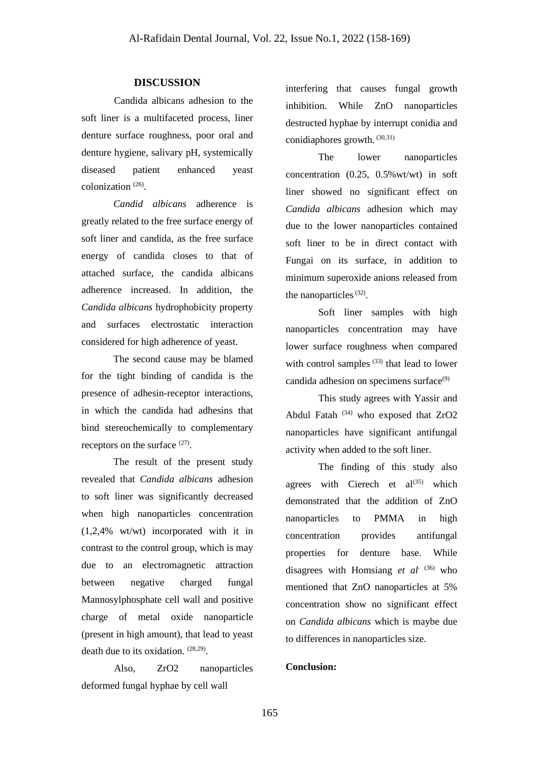## DISCUSSION

Candida albicans adhesion to the soft liner is a multifaceted process, liner denture surface roughness, poor oral and denture hygiene, salivary pH, systemically diseased patient enhanced yeast colonization [26].

*Candid albicans* adherence is greatly related to the free surface energy of soft liner and candida, as the free surface energy of candida closes to that of attached surface, the candida albicans adherence increased. In addition, the *Candida albicans* hydrophobicity property and surfaces electrostatic interaction considered for high adherence of yeast.

The second cause may be blamed for the tight binding of candida is the presence of adhesin-receptor interactions, in which the candida had adhesins that bind stereochemically to complementary receptors on the surface [27].

The result of the present study revealed that *Candida albicans* adhesion to soft liner was significantly decreased when high nanoparticles concentration (1,2,4% wt/wt) incorporated with it in contrast to the control group, which is may due to an electromagnetic attraction between negative charged fungal Mannosylphosphate cell wall and positive charge of metal oxide nanoparticle (present in high amount), that lead to yeast death due to its oxidation. [28,29].

Also, $ZrO_2$ nanoparticles deformed fungal hyphae by cell wall interfering that causes fungal growth inhibition. While ZnO nanoparticles destructed hyphae by interrupt conidia and conidiaphores growth. [30,31]

The lower nanoparticles concentration (0.25, 0.5%wt/wt) in soft liner showed no significant effect on *Candida albicans* adhesion which may due to the lower nanoparticles contained soft liner to be in direct contact with Fungai on its surface, in addition to minimum superoxide anions released from the nanoparticles [32].

Soft liner samples with high nanoparticles concentration may have lower surface roughness when compared with control samples [33] that lead to lower candida adhesion on specimens surface[9]

This study agrees with Yassir and Abdul Fatah [34] who exposed that $ZrO_2$ nanoparticles have significant antifungal activity when added to the soft liner.

The finding of this study also agrees with Cierech et al[35] which demonstrated that the addition of ZnO nanoparticles to PMMA in high concentration provides antifungal properties for denture base. While disagrees with Homsiang *et al* [36] who mentioned that ZnO nanoparticles at 5% concentration show no significant effect on *Candida albicans* which is maybe due to differences in nanoparticles size.

**Conclusion:**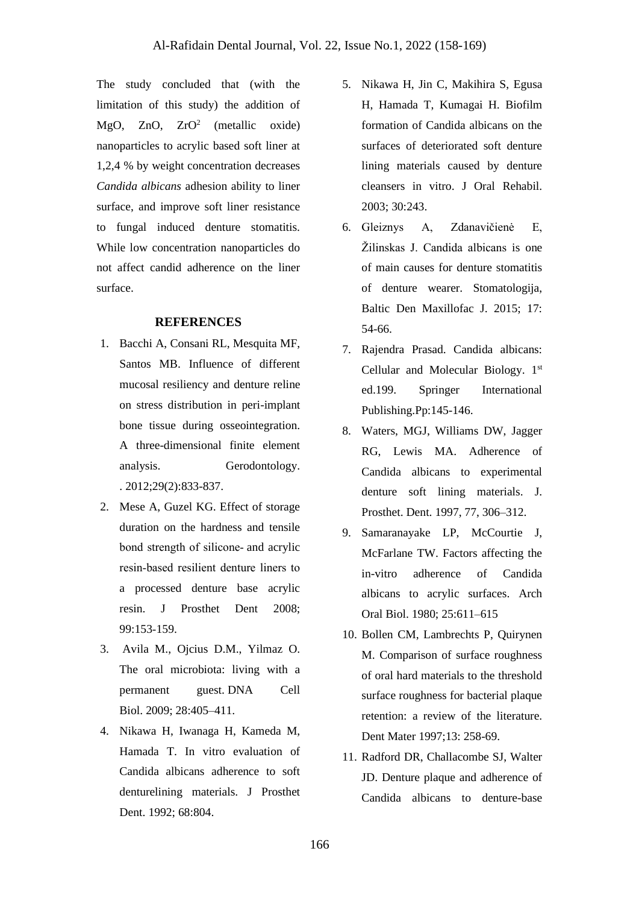The study concluded that (with the limitation of this study) the addition of MgO, ZnO, $ZrO^2$ (metallic oxide) nanoparticles to acrylic based soft liner at 1,2,4 % by weight concentration decreases *Candida albicans* adhesion ability to liner surface, and improve soft liner resistance to fungal induced denture stomatitis. While low concentration nanoparticles do not affect candid adherence on the liner surface.

## REFERENCES

1. Bacchi A, Consani RL, Mesquita MF, Santos MB. Influence of different mucosal resiliency and denture reline on stress distribution in peri-implant bone tissue during osseointegration. A three-dimensional finite element analysis. Gerodontology. . 2012;29(2):833-837.
2. Mese A, Guzel KG. Effect of storage duration on the hardness and tensile bond strength of silicone- and acrylic resin-based resilient denture liners to a processed denture base acrylic resin. J Prosthet Dent 2008; 99:153-159.
3. Avila M., Ojcius D.M., Yilmaz O. The oral microbiota: living with a permanent guest. DNA Cell Biol. 2009; 28:405–411.
4. Nikawa H, Iwanaga H, Kameda M, Hamada T. In vitro evaluation of Candida albicans adherence to soft denturelining materials. J Prosthet Dent. 1992; 68:804.
5. Nikawa H, Jin C, Makihira S, Egusa H, Hamada T, Kumagai H. Biofilm formation of Candida albicans on the surfaces of deteriorated soft denture lining materials caused by denture cleansers in vitro. J Oral Rehabil. 2003; 30:243.
6. Gleiznys A, Zdanavičienė E, Žilinskas J. Candida albicans is one of main causes for denture stomatitis of denture wearer. Stomatologija, Baltic Den Maxillofac J. 2015; 17: 54-66.
7. Rajendra Prasad. Candida albicans: Cellular and Molecular Biology. 1st ed.199. Springer International Publishing.Pp:145-146.
8. Waters, MGJ, Williams DW, Jagger RG, Lewis MA. Adherence of Candida albicans to experimental denture soft lining materials. J. Prosthet. Dent. 1997, 77, 306–312.
9. Samaranayake LP, McCourtie J, McFarlane TW. Factors affecting the in-vitro adherence of Candida albicans to acrylic surfaces. Arch Oral Biol. 1980; 25:611–615
10. Bollen CM, Lambrechts P, Quirynen M. Comparison of surface roughness of oral hard materials to the threshold surface roughness for bacterial plaque retention: a review of the literature. Dent Mater 1997;13: 258-69.
11. Radford DR, Challacombe SJ, Walter JD. Denture plaque and adherence of Candida albicans to denture-base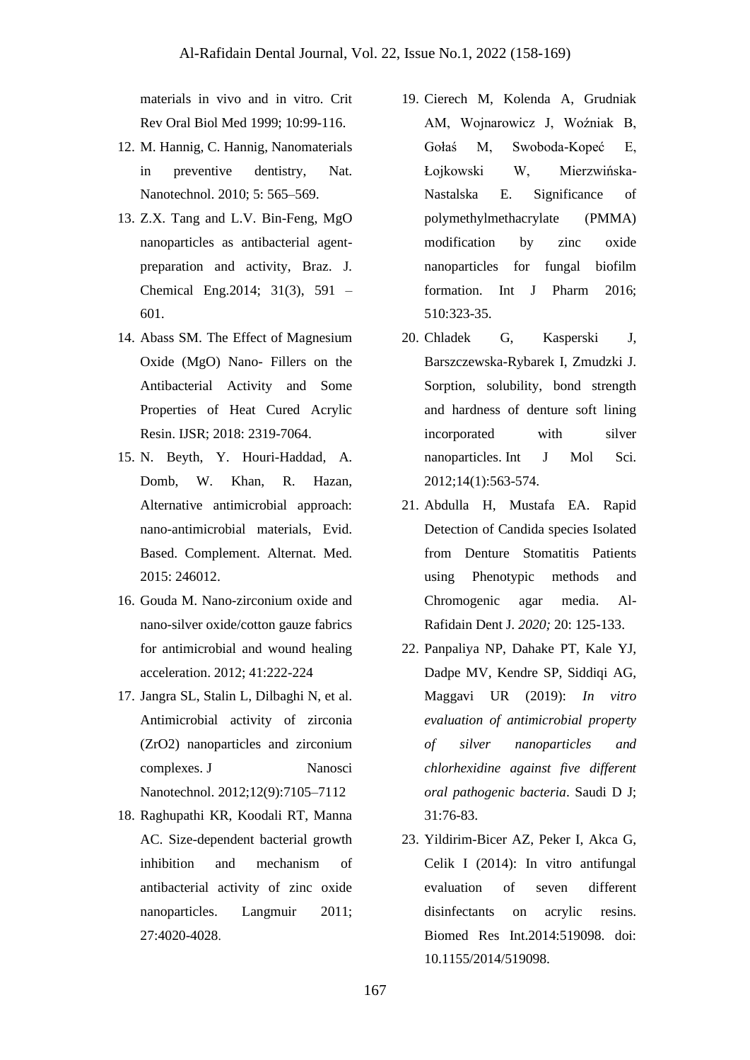materials in vivo and in vitro. Crit Rev Oral Biol Med 1999; 10:99-116.

12. M. Hannig, C. Hannig, Nanomaterials in preventive dentistry, Nat. Nanotechnol. 2010; 5: 565–569.
13. Z.X. Tang and L.V. Bin-Feng, MgO nanoparticles as antibacterial agent-preparation and activity, Braz. J. Chemical Eng.2014; 31(3), 591 – 601.
14. Abass SM. The Effect of Magnesium Oxide (MgO) Nano- Fillers on the Antibacterial Activity and Some Properties of Heat Cured Acrylic Resin. IJSR; 2018: 2319-7064.
15. N. Beyth, Y. Houri-Haddad, A. Domb, W. Khan, R. Hazan, Alternative antimicrobial approach: nano-antimicrobial materials, Evid. Based. Complement. Alternat. Med. 2015: 246012.
16. Gouda M. Nano-zirconium oxide and nano-silver oxide/cotton gauze fabrics for antimicrobial and wound healing acceleration. 2012; 41:222-224
17. Jangra SL, Stalin L, Dilbaghi N, et al. Antimicrobial activity of zirconia (ZrO2) nanoparticles and zirconium complexes. J Nanosci Nanotechnol. 2012;12(9):7105–7112
18. Raghupathi KR, Koodali RT, Manna AC. Size-dependent bacterial growth inhibition and mechanism of antibacterial activity of zinc oxide nanoparticles. Langmuir 2011; 27:4020-4028.
19. Cierech M, Kolenda A, Grudniak AM, Wojnarowicz J, Woźniak B, Gołaś M, Swoboda-Kopeć E, Łojkowski W, Mierzwińska-Nastalska E. Significance of polymethylmethacrylate (PMMA) modification by zinc oxide nanoparticles for fungal biofilm formation. Int J Pharm 2016; 510:323-35.
20. Chladek G, Kasperski J, Barszczewska-Rybarek I, Zmudzki J. Sorption, solubility, bond strength and hardness of denture soft lining incorporated with silver nanoparticles. Int J Mol Sci. 2012;14(1):563-574.
21. Abdulla H, Mustafa EA. Rapid Detection of Candida species Isolated from Denture Stomatitis Patients using Phenotypic methods and Chromogenic agar media. Al-Rafidain Dent J. *2020;* 20: 125-133.
22. Panpaliya NP, Dahake PT, Kale YJ, Dadpe MV, Kendre SP, Siddiqi AG, Maggavi UR (2019): *In vitro evaluation of antimicrobial property of silver nanoparticles and chlorhexidine against five different oral pathogenic bacteria*. Saudi D J; 31:76-83.
23. Yildirim-Bicer AZ, Peker I, Akca G, Celik I (2014): In vitro antifungal evaluation of seven different disinfectants on acrylic resins. Biomed Res Int.2014:519098. doi: 10.1155/2014/519098.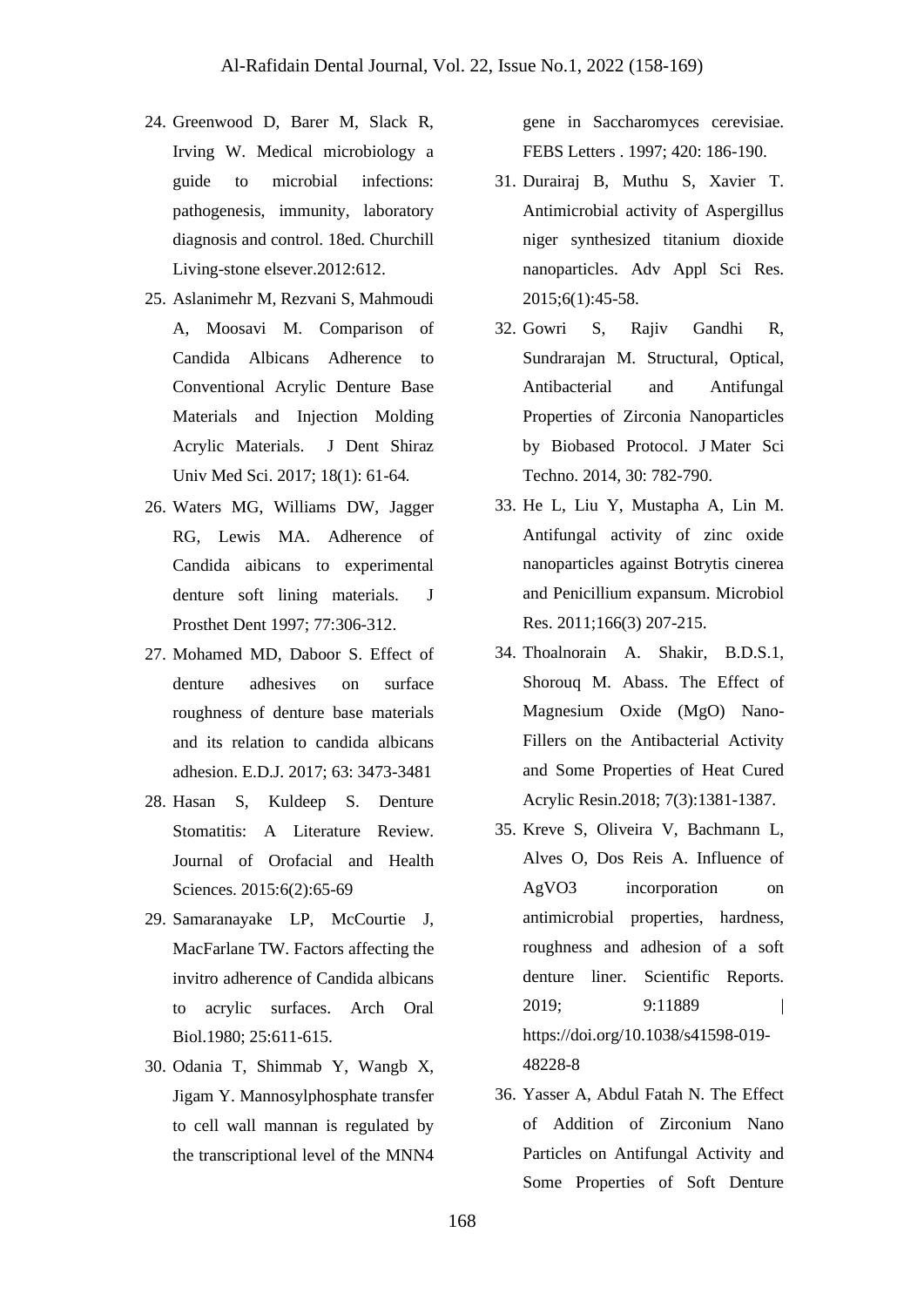24. Greenwood D, Barer M, Slack R, Irving W. Medical microbiology a guide to microbial infections: pathogenesis, immunity, laboratory diagnosis and control. 18ed. Churchill Living-stone elsever.2012:612.
25. Aslanimehr M, Rezvani S, Mahmoudi A, Moosavi M. Comparison of Candida Albicans Adherence to Conventional Acrylic Denture Base Materials and Injection Molding Acrylic Materials. J Dent Shiraz Univ Med Sci. 2017; 18(1): 61-64.
26. Waters MG, Williams DW, Jagger RG, Lewis MA. Adherence of Candida aibicans to experimental denture soft lining materials. J Prosthet Dent 1997; 77:306-312.
27. Mohamed MD, Daboor S. Effect of denture adhesives on surface roughness of denture base materials and its relation to candida albicans adhesion. E.D.J. 2017; 63: 3473-3481
28. Hasan S, Kuldeep S. Denture Stomatitis: A Literature Review. Journal of Orofacial and Health Sciences. 2015:6(2):65-69
29. Samaranayake LP, McCourtie J, MacFarlane TW. Factors affecting the invitro adherence of Candida albicans to acrylic surfaces. Arch Oral Biol.1980; 25:611-615.
30. Odania T, Shimmab Y, Wangb X, Jigam Y. Mannosylphosphate transfer to cell wall mannan is regulated by the transcriptional level of the MNN4 gene in Saccharomyces cerevisiae. FEBS Letters . 1997; 420: 186-190.
31. Durairaj B, Muthu S, Xavier T. Antimicrobial activity of Aspergillus niger synthesized titanium dioxide nanoparticles. Adv Appl Sci Res. 2015;6(1):45-58.
32. Gowri S, Rajiv Gandhi R, Sundrarajan M. Structural, Optical, Antibacterial and Antifungal Properties of Zirconia Nanoparticles by Biobased Protocol. J Mater Sci Techno. 2014, 30: 782-790.
33. He L, Liu Y, Mustapha A, Lin M. Antifungal activity of zinc oxide nanoparticles against Botrytis cinerea and Penicillium expansum. Microbiol Res. 2011;166(3) 207-215.
34. Thoalnorain A. Shakir, B.D.S.1, Shorouq M. Abass. The Effect of Magnesium Oxide (MgO) Nano-Fillers on the Antibacterial Activity and Some Properties of Heat Cured Acrylic Resin.2018; 7(3):1381-1387.
35. Kreve S, Oliveira V, Bachmann L, Alves O, Dos Reis A. Influence of AgVO3 incorporation on antimicrobial properties, hardness, roughness and adhesion of a soft denture liner. Scientific Reports. 2019; 9:11889 | https://doi.org/10.1038/s41598-019-48228-8
36. Yasser A, Abdul Fatah N. The Effect of Addition of Zirconium Nano Particles on Antifungal Activity and Some Properties of Soft Denture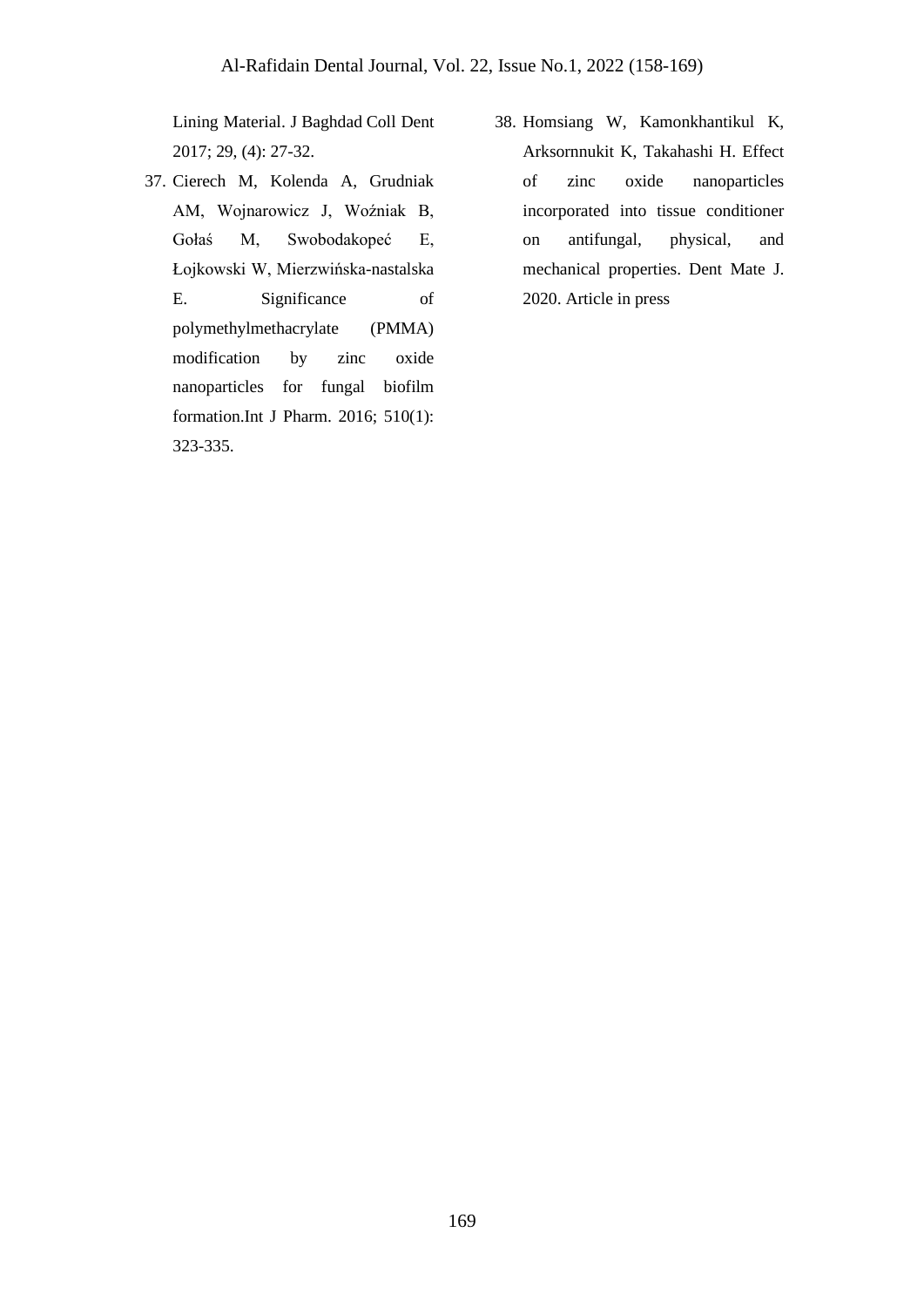Lining Material. J Baghdad Coll Dent 2017; 29, (4): 27-32.

37. Cierech M, Kolenda A, Grudniak AM, Wojnarowicz J, Woźniak B, Gołaś M, Swobodakopeć E, Łojkowski W, Mierzwińska-nastalska E. Significance of polymethylmethacrylate (PMMA) modification by zinc oxide nanoparticles for fungal biofilm formation.Int J Pharm. 2016; 510(1): 323-335.

38. Homsiang W, Kamonkhantikul K, Arksornnukit K, Takahashi H. Effect of zinc oxide nanoparticles incorporated into tissue conditioner on antifungal, physical, and mechanical properties. Dent Mate J. 2020. Article in press